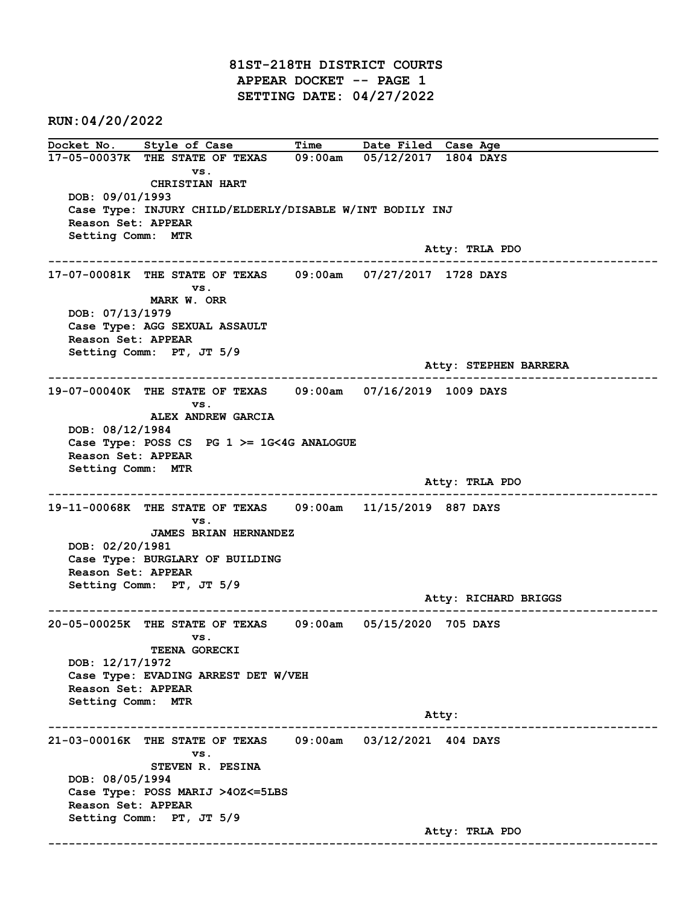# 81ST-218TH DISTRICT COURTS
## APPEAR DOCKET -- PAGE 1
## SETTING DATE: 04/27/2022

**RUN:04/20/2022**

| Docket No. | Style of Case | Time | Date Filed | Case Age |
|---|---|---|---|---|

**17-05-00037K** THE STATE OF TEXAS vs. CHRISTIAN HART — 09:00am — 05/12/2017 — 1804 DAYS
- DOB: 09/01/1993
- Case Type: INJURY CHILD/ELDERLY/DISABLE W/INT BODILY INJ
- Reason Set: APPEAR
- Setting Comm: MTR
- Atty: TRLA PDO

---

**17-07-00081K** THE STATE OF TEXAS vs. MARK W. ORR — 09:00am — 07/27/2017 — 1728 DAYS
- DOB: 07/13/1979
- Case Type: AGG SEXUAL ASSAULT
- Reason Set: APPEAR
- Setting Comm: PT, JT 5/9
- Atty: STEPHEN BARRERA

---

**19-07-00040K** THE STATE OF TEXAS vs. ALEX ANDREW GARCIA — 09:00am — 07/16/2019 — 1009 DAYS
- DOB: 08/12/1984
- Case Type: POSS CS PG 1 >= 1G<4G ANALOGUE
- Reason Set: APPEAR
- Setting Comm: MTR
- Atty: TRLA PDO

---

**19-11-00068K** THE STATE OF TEXAS vs. JAMES BRIAN HERNANDEZ — 09:00am — 11/15/2019 — 887 DAYS
- DOB: 02/20/1981
- Case Type: BURGLARY OF BUILDING
- Reason Set: APPEAR
- Setting Comm: PT, JT 5/9
- Atty: RICHARD BRIGGS

---

**20-05-00025K** THE STATE OF TEXAS vs. TEENA GORECKI — 09:00am — 05/15/2020 — 705 DAYS
- DOB: 12/17/1972
- Case Type: EVADING ARREST DET W/VEH
- Reason Set: APPEAR
- Setting Comm: MTR
- Atty:

---

**21-03-00016K** THE STATE OF TEXAS vs. STEVEN R. PESINA — 09:00am — 03/12/2021 — 404 DAYS
- DOB: 08/05/1994
- Case Type: POSS MARIJ >4OZ<=5LBS
- Reason Set: APPEAR
- Setting Comm: PT, JT 5/9
- Atty: TRLA PDO

---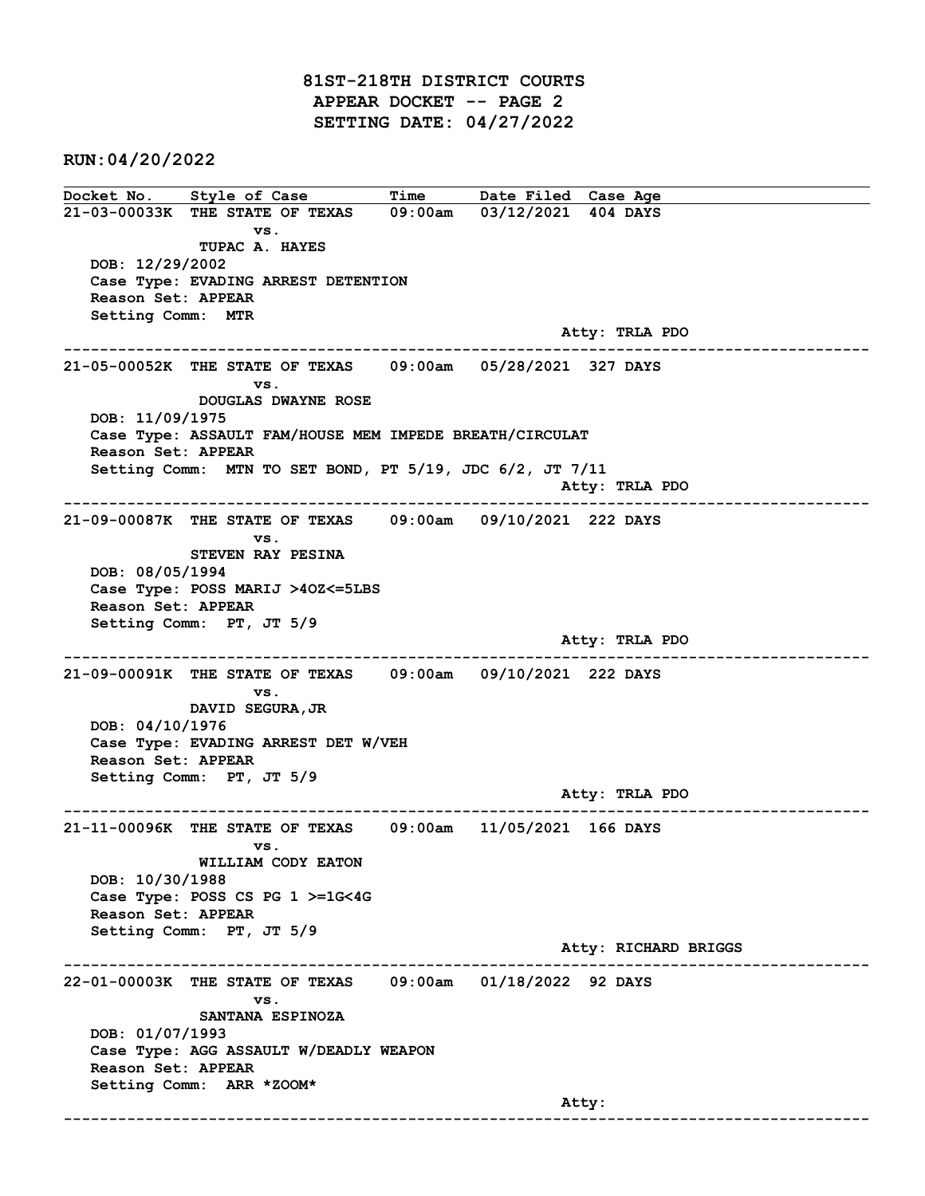**81ST-218TH DISTRICT COURTS**
**APPEAR DOCKET -- PAGE 2**
**SETTING DATE: 04/27/2022**

**RUN:04/20/2022**

| Docket No. | Style of Case | Time | Date Filed | Case Age |
|---|---|---|---|---|
| 21-03-00033K | THE STATE OF TEXAS vs. TUPAC A. HAYES | 09:00am | 03/12/2021 | 404 DAYS |

DOB: 12/29/2002
Case Type: EVADING ARREST DETENTION
Reason Set: APPEAR
Setting Comm: MTR
Atty: TRLA PDO

---

| Docket No. | Style of Case | Time | Date Filed | Case Age |
|---|---|---|---|---|
| 21-05-00052K | THE STATE OF TEXAS vs. DOUGLAS DWAYNE ROSE | 09:00am | 05/28/2021 | 327 DAYS |

DOB: 11/09/1975
Case Type: ASSAULT FAM/HOUSE MEM IMPEDE BREATH/CIRCULAT
Reason Set: APPEAR
Setting Comm: MTN TO SET BOND, PT 5/19, JDC 6/2, JT 7/11
Atty: TRLA PDO

---

| Docket No. | Style of Case | Time | Date Filed | Case Age |
|---|---|---|---|---|
| 21-09-00087K | THE STATE OF TEXAS vs. STEVEN RAY PESINA | 09:00am | 09/10/2021 | 222 DAYS |

DOB: 08/05/1994
Case Type: POSS MARIJ >4OZ<=5LBS
Reason Set: APPEAR
Setting Comm: PT, JT 5/9
Atty: TRLA PDO

---

| Docket No. | Style of Case | Time | Date Filed | Case Age |
|---|---|---|---|---|
| 21-09-00091K | THE STATE OF TEXAS vs. DAVID SEGURA,JR | 09:00am | 09/10/2021 | 222 DAYS |

DOB: 04/10/1976
Case Type: EVADING ARREST DET W/VEH
Reason Set: APPEAR
Setting Comm: PT, JT 5/9
Atty: TRLA PDO

---

| Docket No. | Style of Case | Time | Date Filed | Case Age |
|---|---|---|---|---|
| 21-11-00096K | THE STATE OF TEXAS vs. WILLIAM CODY EATON | 09:00am | 11/05/2021 | 166 DAYS |

DOB: 10/30/1988
Case Type: POSS CS PG 1 >=1G<4G
Reason Set: APPEAR
Setting Comm: PT, JT 5/9
Atty: RICHARD BRIGGS

---

| Docket No. | Style of Case | Time | Date Filed | Case Age |
|---|---|---|---|---|
| 22-01-00003K | THE STATE OF TEXAS vs. SANTANA ESPINOZA | 09:00am | 01/18/2022 | 92 DAYS |

DOB: 01/07/1993
Case Type: AGG ASSAULT W/DEADLY WEAPON
Reason Set: APPEAR
Setting Comm: ARR *ZOOM*
Atty:

---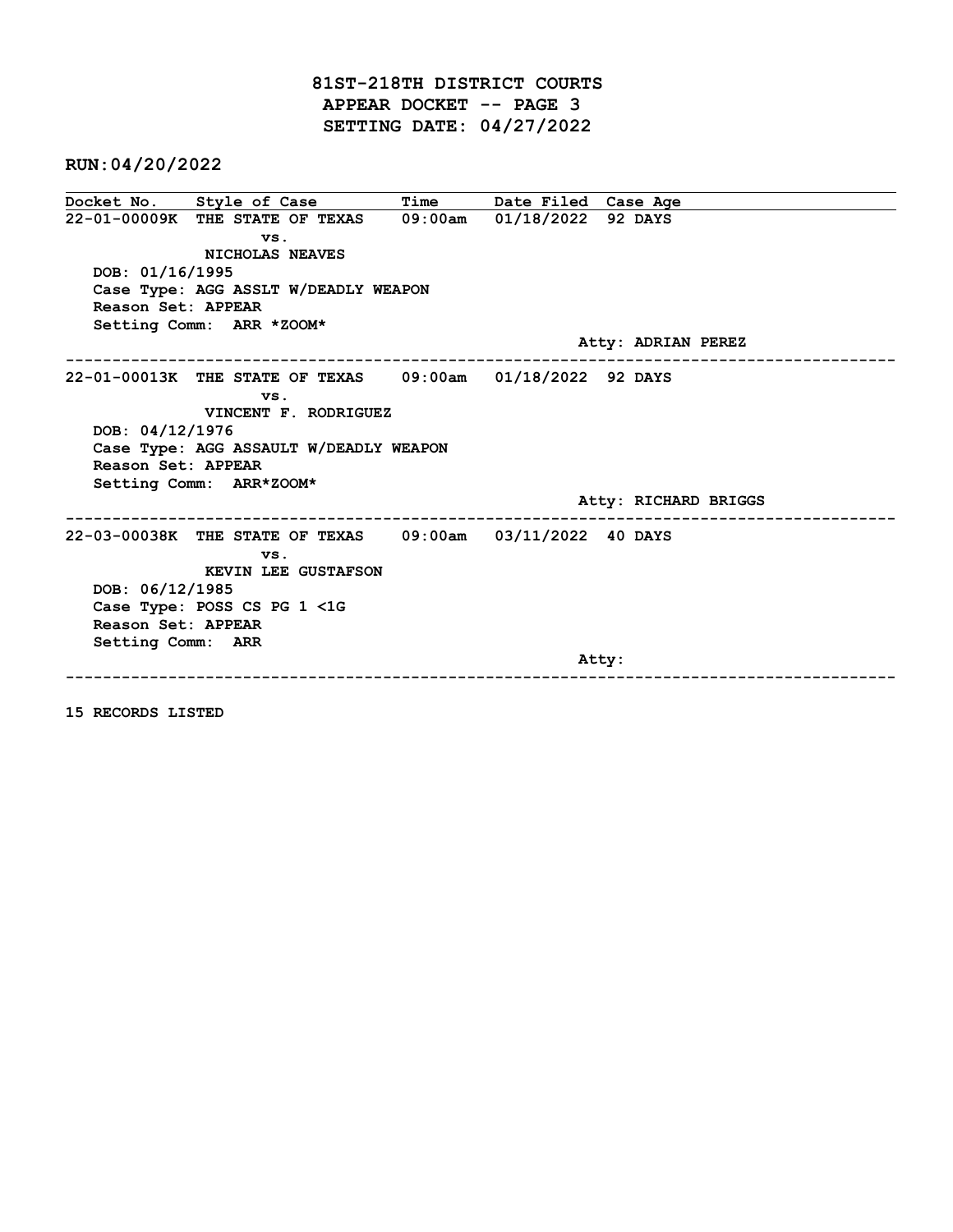# 81ST-218TH DISTRICT COURTS
## APPEAR DOCKET -- PAGE 3
## SETTING DATE: 04/27/2022

**RUN:04/20/2022**

| Docket No. | Style of Case | Time | Date Filed | Case Age |
|---|---|---|---|---|
| 22-01-00009K | THE STATE OF TEXAS vs. NICHOLAS NEAVES | 09:00am | 01/18/2022 | 92 DAYS |

DOB: 01/16/1995
Case Type: AGG ASSLT W/DEADLY WEAPON
Reason Set: APPEAR
Setting Comm: ARR *ZOOM*
Atty: ADRIAN PEREZ

---

| Docket No. | Style of Case | Time | Date Filed | Case Age |
|---|---|---|---|---|
| 22-01-00013K | THE STATE OF TEXAS vs. VINCENT F. RODRIGUEZ | 09:00am | 01/18/2022 | 92 DAYS |

DOB: 04/12/1976
Case Type: AGG ASSAULT W/DEADLY WEAPON
Reason Set: APPEAR
Setting Comm: ARR*ZOOM*
Atty: RICHARD BRIGGS

---

| Docket No. | Style of Case | Time | Date Filed | Case Age |
|---|---|---|---|---|
| 22-03-00038K | THE STATE OF TEXAS vs. KEVIN LEE GUSTAFSON | 09:00am | 03/11/2022 | 40 DAYS |

DOB: 06/12/1985
Case Type: POSS CS PG 1 <1G
Reason Set: APPEAR
Setting Comm: ARR
Atty:

---

15 RECORDS LISTED